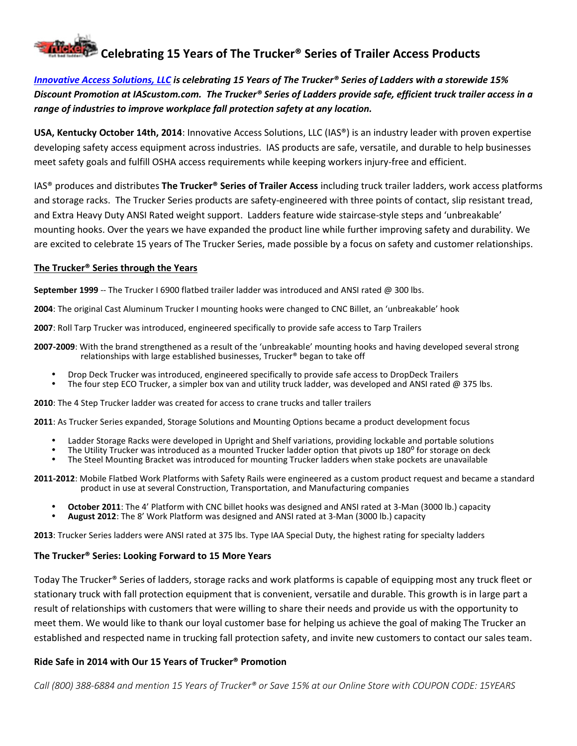# Celebrating 15 Years of The Trucker® Series of Trailer Access Products

***Innovative Access Solutions, LLC is celebrating 15 Years of The Trucker® Series of Ladders with a storewide 15% Discount Promotion at IAScustom.com. The Trucker® Series of Ladders provide safe, efficient truck trailer access in a range of industries to improve workplace fall protection safety at any location.***

**USA, Kentucky October 14th, 2014**: Innovative Access Solutions, LLC (IAS®) is an industry leader with proven expertise developing safety access equipment across industries. IAS products are safe, versatile, and durable to help businesses meet safety goals and fulfill OSHA access requirements while keeping workers injury-free and efficient.

IAS® produces and distributes **The Trucker® Series of Trailer Access** including truck trailer ladders, work access platforms and storage racks. The Trucker Series products are safety-engineered with three points of contact, slip resistant tread, and Extra Heavy Duty ANSI Rated weight support. Ladders feature wide staircase-style steps and 'unbreakable' mounting hooks. Over the years we have expanded the product line while further improving safety and durability. We are excited to celebrate 15 years of The Trucker Series, made possible by a focus on safety and customer relationships.

## The Trucker® Series through the Years

**September 1999** -- The Trucker I 6900 flatbed trailer ladder was introduced and ANSI rated @ 300 lbs.

**2004**: The original Cast Aluminum Trucker I mounting hooks were changed to CNC Billet, an 'unbreakable' hook

**2007**: Roll Tarp Trucker was introduced, engineered specifically to provide safe access to Tarp Trailers

**2007-2009**: With the brand strengthened as a result of the 'unbreakable' mounting hooks and having developed several strong relationships with large established businesses, Trucker® began to take off

- Drop Deck Trucker was introduced, engineered specifically to provide safe access to DropDeck Trailers
- The four step ECO Trucker, a simpler box van and utility truck ladder, was developed and ANSI rated @ 375 lbs.

**2010**: The 4 Step Trucker ladder was created for access to crane trucks and taller trailers

**2011**: As Trucker Series expanded, Storage Solutions and Mounting Options became a product development focus

- Ladder Storage Racks were developed in Upright and Shelf variations, providing lockable and portable solutions
- The Utility Trucker was introduced as a mounted Trucker ladder option that pivots up 180° for storage on deck
- The Steel Mounting Bracket was introduced for mounting Trucker ladders when stake pockets are unavailable

**2011-2012**: Mobile Flatbed Work Platforms with Safety Rails were engineered as a custom product request and became a standard product in use at several Construction, Transportation, and Manufacturing companies

- **October 2011**: The 4' Platform with CNC billet hooks was designed and ANSI rated at 3-Man (3000 lb.) capacity
- **August 2012**: The 8' Work Platform was designed and ANSI rated at 3-Man (3000 lb.) capacity

**2013**: Trucker Series ladders were ANSI rated at 375 lbs. Type IAA Special Duty, the highest rating for specialty ladders

## The Trucker® Series: Looking Forward to 15 More Years

Today The Trucker® Series of ladders, storage racks and work platforms is capable of equipping most any truck fleet or stationary truck with fall protection equipment that is convenient, versatile and durable. This growth is in large part a result of relationships with customers that were willing to share their needs and provide us with the opportunity to meet them. We would like to thank our loyal customer base for helping us achieve the goal of making The Trucker an established and respected name in trucking fall protection safety, and invite new customers to contact our sales team.

## Ride Safe in 2014 with Our 15 Years of Trucker® Promotion

*Call (800) 388-6884 and mention 15 Years of Trucker® or Save 15% at our Online Store with COUPON CODE: 15YEARS*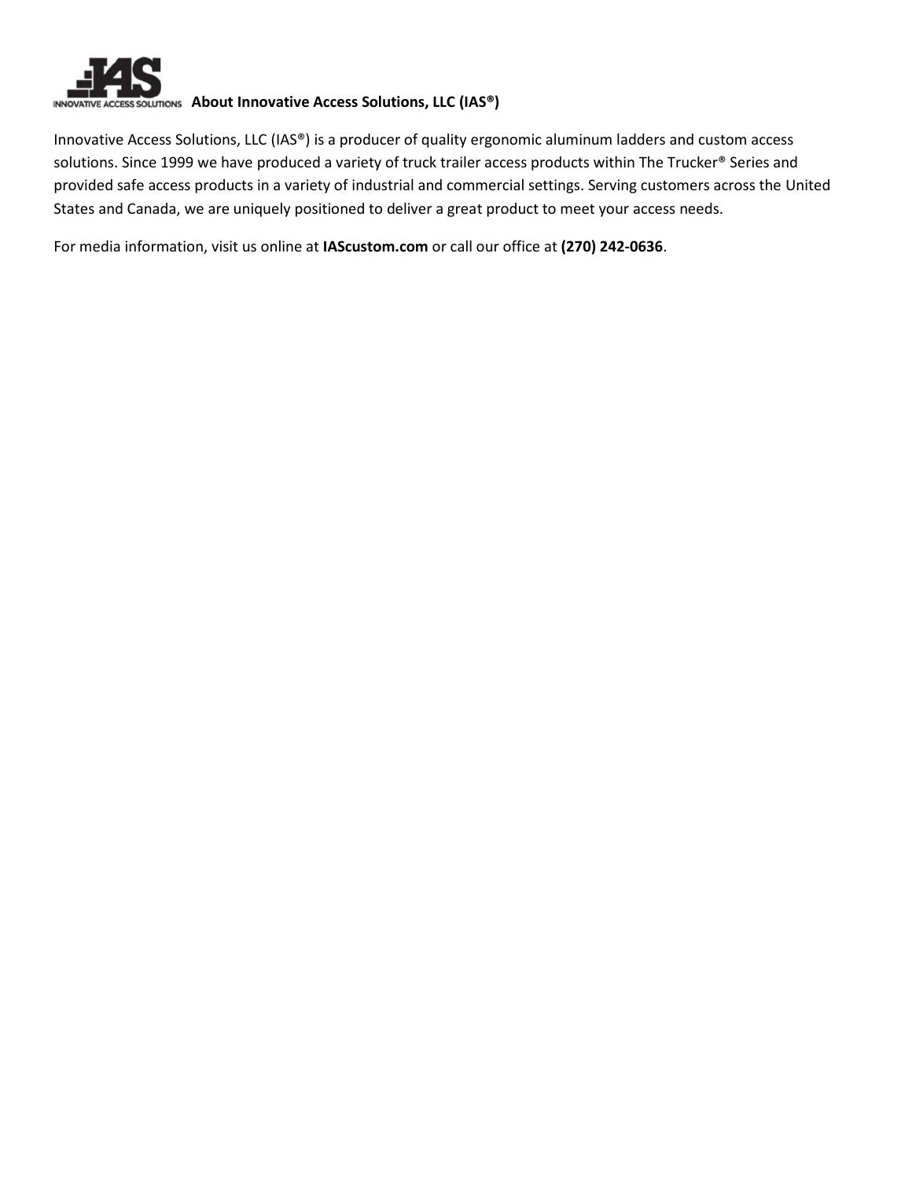**About Innovative Access Solutions, LLC (IAS®)**

Innovative Access Solutions, LLC (IAS®) is a producer of quality ergonomic aluminum ladders and custom access solutions. Since 1999 we have produced a variety of truck trailer access products within The Trucker® Series and provided safe access products in a variety of industrial and commercial settings. Serving customers across the United States and Canada, we are uniquely positioned to deliver a great product to meet your access needs.

For media information, visit us online at **IAScustom.com** or call our office at **(270) 242-0636**.